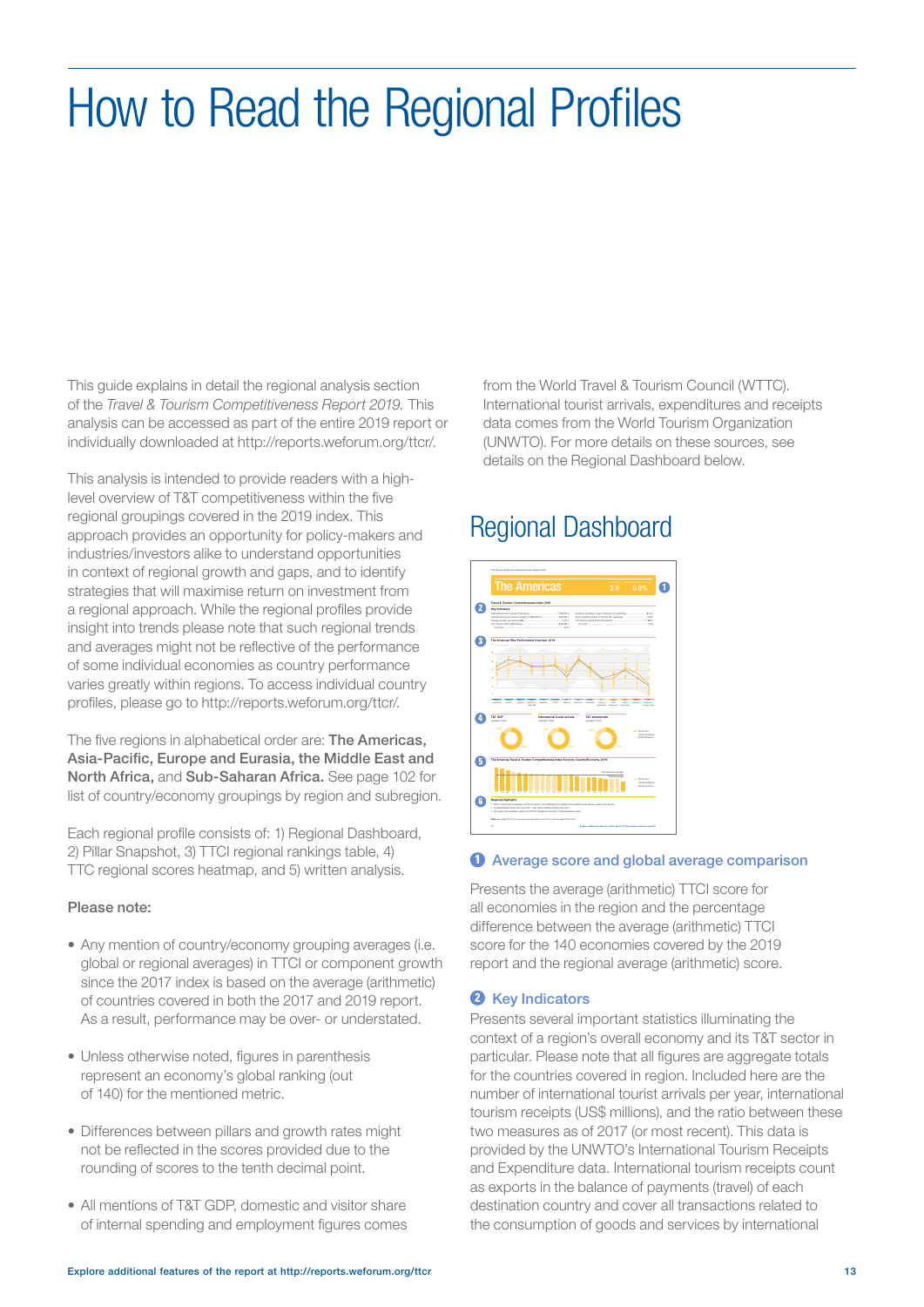# How to Read the Regional Profiles

This guide explains in detail the regional analysis section of the *Travel & Tourism Competitiveness Report 2019*. This analysis can be accessed as part of the entire 2019 report or individually downloaded at http://reports.weforum.org/ttcr/.

This analysis is intended to provide readers with a high-level overview of T&T competitiveness within the five regional groupings covered in the 2019 index. This approach provides an opportunity for policy-makers and industries/investors alike to understand opportunities in context of regional growth and gaps, and to identify strategies that will maximise return on investment from a regional approach. While the regional profiles provide insight into trends please note that such regional trends and averages might not be reflective of the performance of some individual economies as country performance varies greatly within regions. To access individual country profiles, please go to http://reports.weforum.org/ttcr/.

The five regions in alphabetical order are: **The Americas, Asia-Pacific, Europe and Eurasia, the Middle East and North Africa,** and **Sub-Saharan Africa.** See page 102 for list of country/economy groupings by region and subregion.

Each regional profile consists of: 1) Regional Dashboard, 2) Pillar Snapshot, 3) TTCI regional rankings table, 4) TTC regional scores heatmap, and 5) written analysis.

**Please note:**

- Any mention of country/economy grouping averages (i.e. global or regional averages) in TTCI or component growth since the 2017 index is based on the average (arithmetic) of countries covered in both the 2017 and 2019 report. As a result, performance may be over- or understated.
- Unless otherwise noted, figures in parenthesis represent an economy's global ranking (out of 140) for the mentioned metric.
- Differences between pillars and growth rates might not be reflected in the scores provided due to the rounding of scores to the tenth decimal point.
- All mentions of T&T GDP, domestic and visitor share of internal spending and employment figures comes from the World Travel & Tourism Council (WTTC). International tourist arrivals, expenditures and receipts data comes from the World Tourism Organization (UNWTO). For more details on these sources, see details on the Regional Dashboard below.

## Regional Dashboard

### 1 Average score and global average comparison

Presents the average (arithmetic) TTCI score for all economies in the region and the percentage difference between the average (arithmetic) TTCI score for the 140 economies covered by the 2019 report and the regional average (arithmetic) score.

### 2 Key Indicators

Presents several important statistics illuminating the context of a region's overall economy and its T&T sector in particular. Please note that all figures are aggregate totals for the countries covered in region. Included here are the number of international tourist arrivals per year, international tourism receipts (US$ millions), and the ratio between these two measures as of 2017 (or most recent). This data is provided by the UNWTO's International Tourism Receipts and Expenditure data. International tourism receipts count as exports in the balance of payments (travel) of each destination country and cover all transactions related to the consumption of goods and services by international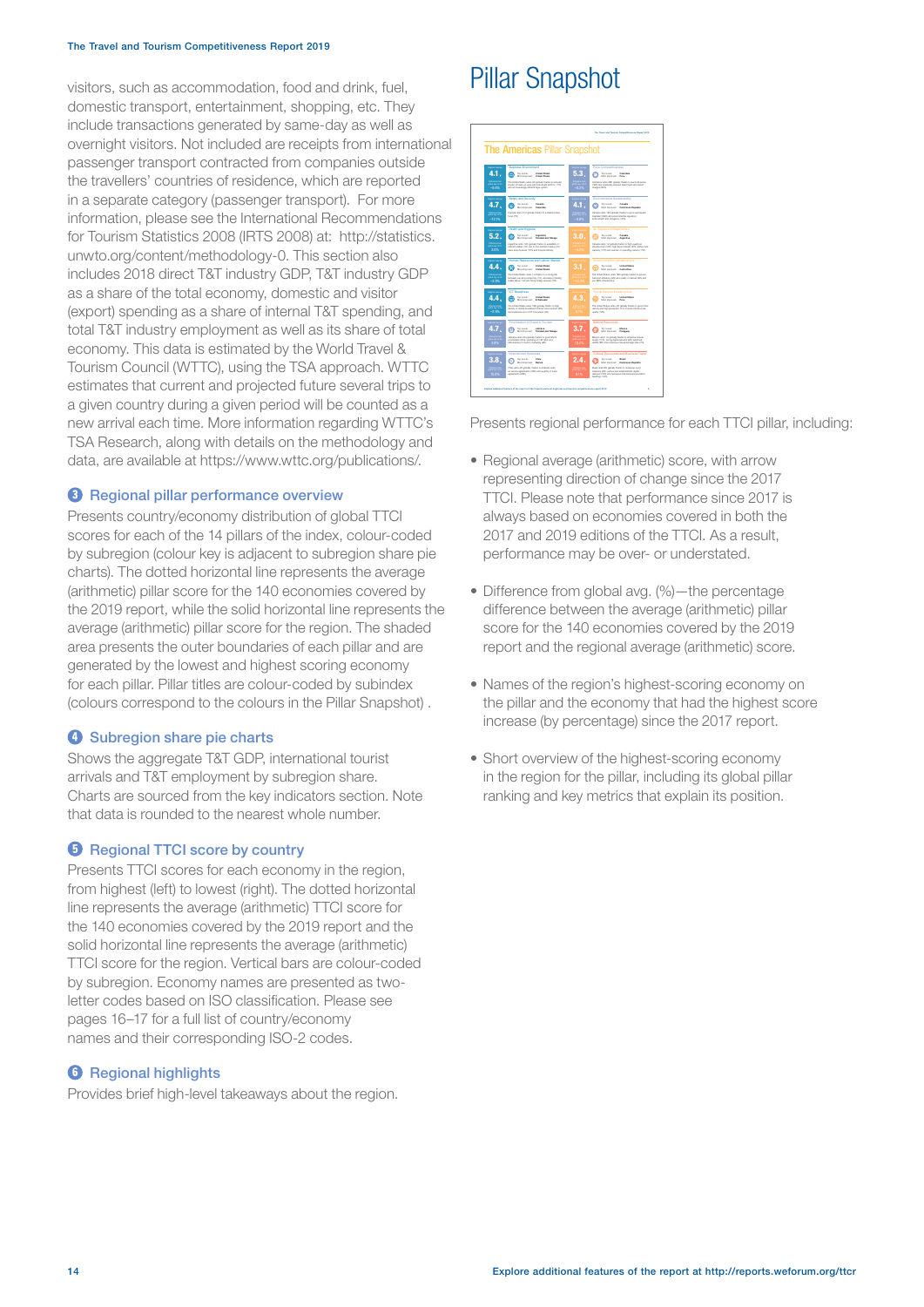visitors, such as accommodation, food and drink, fuel, domestic transport, entertainment, shopping, etc. They include transactions generated by same-day as well as overnight visitors. Not included are receipts from international passenger transport contracted from companies outside the travellers' countries of residence, which are reported in a separate category (passenger transport). For more information, please see the International Recommendations for Tourism Statistics 2008 (IRTS 2008) at: http://statistics.unwto.org/content/methodology-0. This section also includes 2018 direct T&T industry GDP, T&T industry GDP as a share of the total economy, domestic and visitor (export) spending as a share of internal T&T spending, and total T&T industry employment as well as its share of total economy. This data is estimated by the World Travel & Tourism Council (WTTC), using the TSA approach. WTTC estimates that current and projected future several trips to a given country during a given period will be counted as a new arrival each time. More information regarding WTTC's TSA Research, along with details on the methodology and data, are available at https://www.wttc.org/publications/.

### 3 Regional pillar performance overview

Presents country/economy distribution of global TTCI scores for each of the 14 pillars of the index, colour-coded by subregion (colour key is adjacent to subregion share pie charts). The dotted horizontal line represents the average (arithmetic) pillar score for the 140 economies covered by the 2019 report, while the solid horizontal line represents the average (arithmetic) pillar score for the region. The shaded area presents the outer boundaries of each pillar and are generated by the lowest and highest scoring economy for each pillar. Pillar titles are colour-coded by subindex (colours correspond to the colours in the Pillar Snapshot) .

### 4 Subregion share pie charts

Shows the aggregate T&T GDP, international tourist arrivals and T&T employment by subregion share. Charts are sourced from the key indicators section. Note that data is rounded to the nearest whole number.

### 5 Regional TTCI score by country

Presents TTCI scores for each economy in the region, from highest (left) to lowest (right). The dotted horizontal line represents the average (arithmetic) TTCI score for the 140 economies covered by the 2019 report and the solid horizontal line represents the average (arithmetic) TTCI score for the region. Vertical bars are colour-coded by subregion. Economy names are presented as two-letter codes based on ISO classification. Please see pages 16–17 for a full list of country/economy names and their corresponding ISO-2 codes.

### 6 Regional highlights

Provides brief high-level takeaways about the region.

# Pillar Snapshot

Presents regional performance for each TTCI pillar, including:

- Regional average (arithmetic) score, with arrow representing direction of change since the 2017 TTCI. Please note that performance since 2017 is always based on economies covered in both the 2017 and 2019 editions of the TTCI. As a result, performance may be over- or understated.
- Difference from global avg. (%)—the percentage difference between the average (arithmetic) pillar score for the 140 economies covered by the 2019 report and the regional average (arithmetic) score.
- Names of the region's highest-scoring economy on the pillar and the economy that had the highest score increase (by percentage) since the 2017 report.
- Short overview of the highest-scoring economy in the region for the pillar, including its global pillar ranking and key metrics that explain its position.

Explore additional features of the report at http://reports.weforum.org/ttcr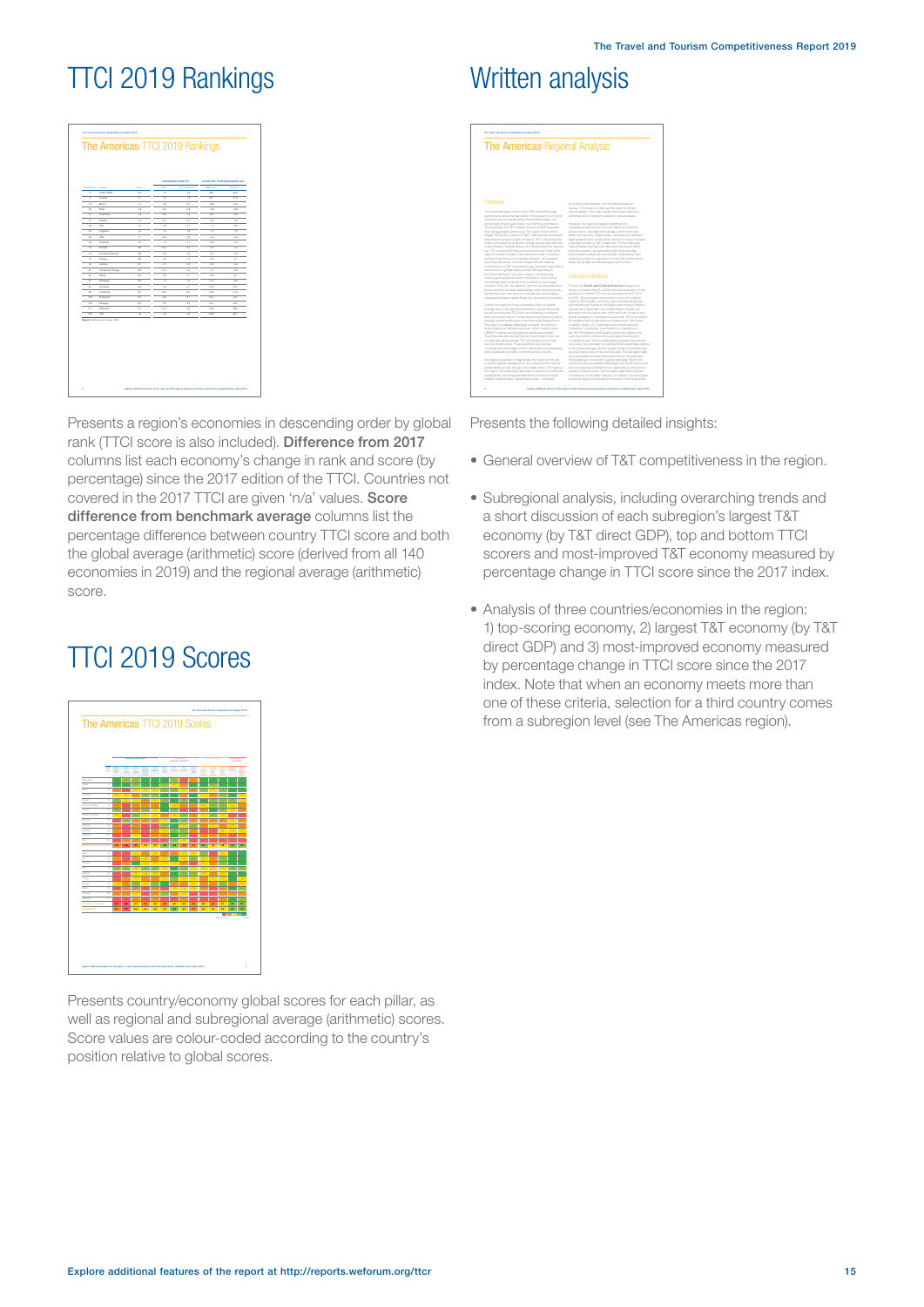# TTCI 2019 Rankings

Presents a region's economies in descending order by global rank (TTCI score is also included). **Difference from 2017** columns list each economy's change in rank and score (by percentage) since the 2017 edition of the TTCI. Countries not covered in the 2017 TTCI are given 'n/a' values. **Score difference from benchmark average** columns list the percentage difference between country TTCI score and both the global average (arithmetic) score (derived from all 140 economies in 2019) and the regional average (arithmetic) score.

# TTCI 2019 Scores

Presents country/economy global scores for each pillar, as well as regional and subregional average (arithmetic) scores. Score values are colour-coded according to the country's position relative to global scores.

# Written analysis

Presents the following detailed insights:

- General overview of T&T competitiveness in the region.
- Subregional analysis, including overarching trends and a short discussion of each subregion's largest T&T economy (by T&T direct GDP), top and bottom TTCI scorers and most-improved T&T economy measured by percentage change in TTCI score since the 2017 index.
- Analysis of three countries/economies in the region: 1) top-scoring economy, 2) largest T&T economy (by T&T direct GDP) and 3) most-improved economy measured by percentage change in TTCI score since the 2017 index. Note that when an economy meets more than one of these criteria, selection for a third country comes from a subregion level (see The Americas region).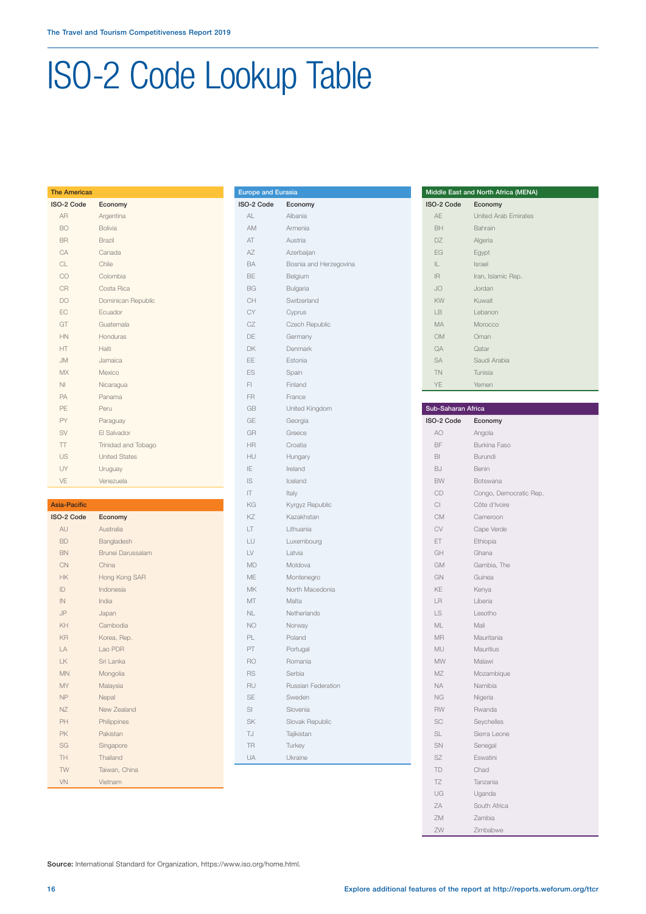# ISO-2 Code Lookup Table

### The Americas

| ISO-2 Code | Economy |
|---|---|
| AR | Argentina |
| BO | Bolivia |
| BR | Brazil |
| CA | Canada |
| CL | Chile |
| CO | Colombia |
| CR | Costa Rica |
| DO | Dominican Republic |
| EC | Ecuador |
| GT | Guatemala |
| HN | Honduras |
| HT | Haiti |
| JM | Jamaica |
| MX | Mexico |
| NI | Nicaragua |
| PA | Panama |
| PE | Peru |
| PY | Paraguay |
| SV | El Salvador |
| TT | Trinidad and Tobago |
| US | United States |
| UY | Uruguay |
| VE | Venezuela |

### Asia-Pacific

| ISO-2 Code | Economy |
|---|---|
| AU | Australia |
| BD | Bangladesh |
| BN | Brunei Darussalam |
| CN | China |
| HK | Hong Kong SAR |
| ID | Indonesia |
| IN | India |
| JP | Japan |
| KH | Cambodia |
| KR | Korea, Rep. |
| LA | Lao PDR |
| LK | Sri Lanka |
| MN | Mongolia |
| MY | Malaysia |
| NP | Nepal |
| NZ | New Zealand |
| PH | Philippines |
| PK | Pakistan |
| SG | Singapore |
| TH | Thailand |
| TW | Taiwan, China |
| VN | Vietnam |

### Europe and Eurasia

| ISO-2 Code | Economy |
|---|---|
| AL | Albania |
| AM | Armenia |
| AT | Austria |
| AZ | Azerbaijan |
| BA | Bosnia and Herzegovina |
| BE | Belgium |
| BG | Bulgaria |
| CH | Switzerland |
| CY | Cyprus |
| CZ | Czech Republic |
| DE | Germany |
| DK | Denmark |
| EE | Estonia |
| ES | Spain |
| FI | Finland |
| FR | France |
| GB | United Kingdom |
| GE | Georgia |
| GR | Greece |
| HR | Croatia |
| HU | Hungary |
| IE | Ireland |
| IS | Iceland |
| IT | Italy |
| KG | Kyrgyz Republic |
| KZ | Kazakhstan |
| LT | Lithuania |
| LU | Luxembourg |
| LV | Latvia |
| MD | Moldova |
| ME | Montenegro |
| MK | North Macedonia |
| MT | Malta |
| NL | Netherlands |
| NO | Norway |
| PL | Poland |
| PT | Portugal |
| RO | Romania |
| RS | Serbia |
| RU | Russian Federation |
| SE | Sweden |
| SI | Slovenia |
| SK | Slovak Republic |
| TJ | Tajikistan |
| TR | Turkey |
| UA | Ukraine |

### Middle East and North Africa (MENA)

| ISO-2 Code | Economy |
|---|---|
| AE | United Arab Emirates |
| BH | Bahrain |
| DZ | Algeria |
| EG | Egypt |
| IL | Israel |
| IR | Iran, Islamic Rep. |
| JO | Jordan |
| KW | Kuwait |
| LB | Lebanon |
| MA | Morocco |
| OM | Oman |
| QA | Qatar |
| SA | Saudi Arabia |
| TN | Tunisia |
| YE | Yemen |

### Sub-Saharan Africa

| ISO-2 Code | Economy |
|---|---|
| AO | Angola |
| BF | Burkina Faso |
| BI | Burundi |
| BJ | Benin |
| BW | Botswana |
| CD | Congo, Democratic Rep. |
| CI | Côte d'Ivoire |
| CM | Cameroon |
| CV | Cape Verde |
| ET | Ethiopia |
| GH | Ghana |
| GM | Gambia, The |
| GN | Guinea |
| KE | Kenya |
| LR | Liberia |
| LS | Lesotho |
| ML | Mali |
| MR | Mauritania |
| MU | Mauritius |
| MW | Malawi |
| MZ | Mozambique |
| NA | Namibia |
| NG | Nigeria |
| RW | Rwanda |
| SC | Seychelles |
| SL | Sierra Leone |
| SN | Senegal |
| SZ | Eswatini |
| TD | Chad |
| TZ | Tanzania |
| UG | Uganda |
| ZA | South Africa |
| ZM | Zambia |
| ZW | Zimbabwe |

**Source:** International Standard for Organization, https://www.iso.org/home.html.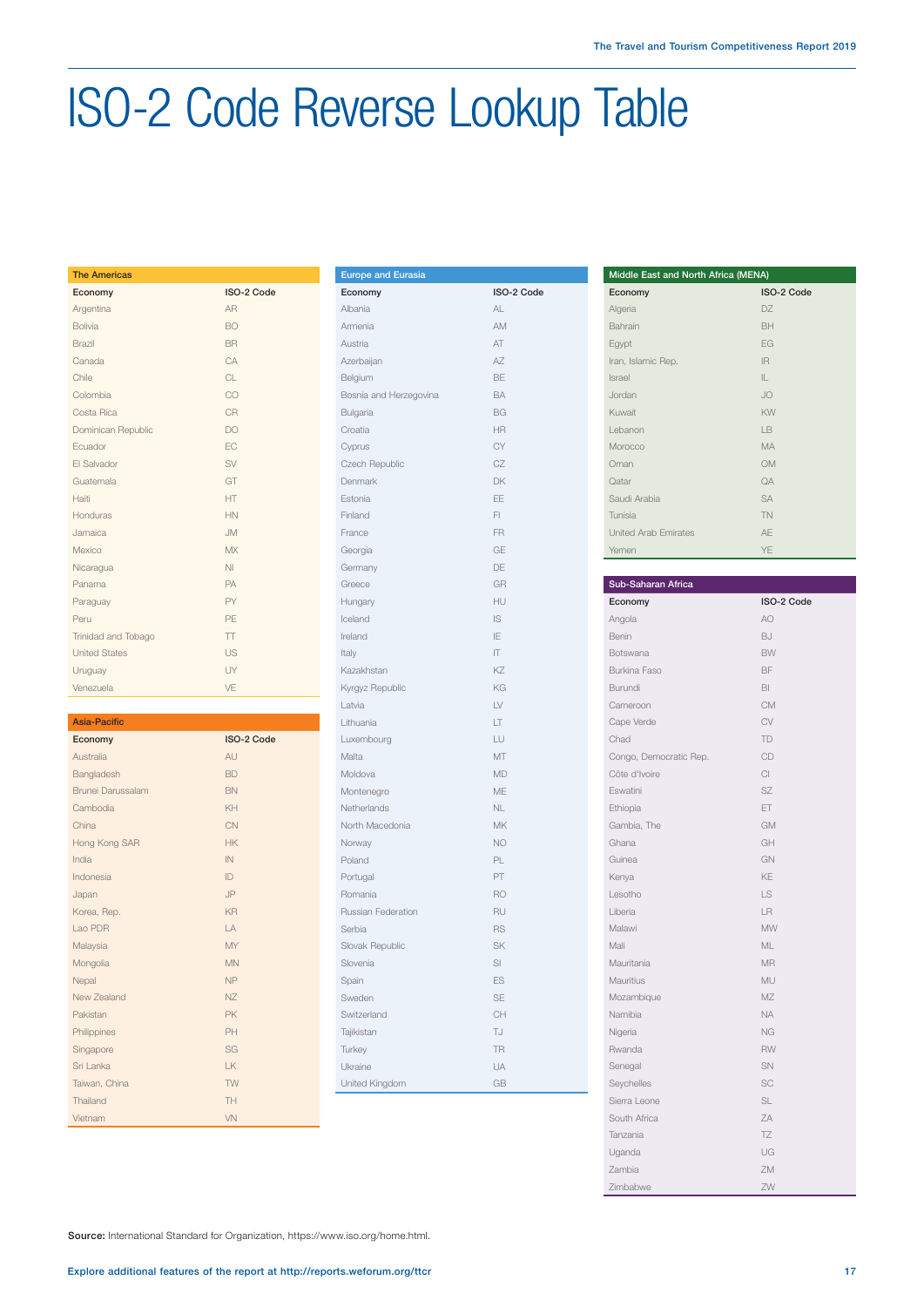# ISO-2 Code Reverse Lookup Table

**The Americas**

| Economy | ISO-2 Code |
|---|---|
| Argentina | AR |
| Bolivia | BO |
| Brazil | BR |
| Canada | CA |
| Chile | CL |
| Colombia | CO |
| Costa Rica | CR |
| Dominican Republic | DO |
| Ecuador | EC |
| El Salvador | SV |
| Guatemala | GT |
| Haiti | HT |
| Honduras | HN |
| Jamaica | JM |
| Mexico | MX |
| Nicaragua | NI |
| Panama | PA |
| Paraguay | PY |
| Peru | PE |
| Trinidad and Tobago | TT |
| United States | US |
| Uruguay | UY |
| Venezuela | VE |

**Asia-Pacific**

| Economy | ISO-2 Code |
|---|---|
| Australia | AU |
| Bangladesh | BD |
| Brunei Darussalam | BN |
| Cambodia | KH |
| China | CN |
| Hong Kong SAR | HK |
| India | IN |
| Indonesia | ID |
| Japan | JP |
| Korea, Rep. | KR |
| Lao PDR | LA |
| Malaysia | MY |
| Mongolia | MN |
| Nepal | NP |
| New Zealand | NZ |
| Pakistan | PK |
| Philippines | PH |
| Singapore | SG |
| Sri Lanka | LK |
| Taiwan, China | TW |
| Thailand | TH |
| Vietnam | VN |

**Europe and Eurasia**

| Economy | ISO-2 Code |
|---|---|
| Albania | AL |
| Armenia | AM |
| Austria | AT |
| Azerbaijan | AZ |
| Belgium | BE |
| Bosnia and Herzegovina | BA |
| Bulgaria | BG |
| Croatia | HR |
| Cyprus | CY |
| Czech Republic | CZ |
| Denmark | DK |
| Estonia | EE |
| Finland | FI |
| France | FR |
| Georgia | GE |
| Germany | DE |
| Greece | GR |
| Hungary | HU |
| Iceland | IS |
| Ireland | IE |
| Italy | IT |
| Kazakhstan | KZ |
| Kyrgyz Republic | KG |
| Latvia | LV |
| Lithuania | LT |
| Luxembourg | LU |
| Malta | MT |
| Moldova | MD |
| Montenegro | ME |
| Netherlands | NL |
| North Macedonia | MK |
| Norway | NO |
| Poland | PL |
| Portugal | PT |
| Romania | RO |
| Russian Federation | RU |
| Serbia | RS |
| Slovak Republic | SK |
| Slovenia | SI |
| Spain | ES |
| Sweden | SE |
| Switzerland | CH |
| Tajikistan | TJ |
| Turkey | TR |
| Ukraine | UA |
| United Kingdom | GB |

**Middle East and North Africa (MENA)**

| Economy | ISO-2 Code |
|---|---|
| Algeria | DZ |
| Bahrain | BH |
| Egypt | EG |
| Iran, Islamic Rep. | IR |
| Israel | IL |
| Jordan | JO |
| Kuwait | KW |
| Lebanon | LB |
| Morocco | MA |
| Oman | OM |
| Qatar | QA |
| Saudi Arabia | SA |
| Tunisia | TN |
| United Arab Emirates | AE |
| Yemen | YE |

**Sub-Saharan Africa**

| Economy | ISO-2 Code |
|---|---|
| Angola | AO |
| Benin | BJ |
| Botswana | BW |
| Burkina Faso | BF |
| Burundi | BI |
| Cameroon | CM |
| Cape Verde | CV |
| Chad | TD |
| Congo, Democratic Rep. | CD |
| Côte d'Ivoire | CI |
| Eswatini | SZ |
| Ethiopia | ET |
| Gambia, The | GM |
| Ghana | GH |
| Guinea | GN |
| Kenya | KE |
| Lesotho | LS |
| Liberia | LR |
| Malawi | MW |
| Mali | ML |
| Mauritania | MR |
| Mauritius | MU |
| Mozambique | MZ |
| Namibia | NA |
| Nigeria | NG |
| Rwanda | RW |
| Senegal | SN |
| Seychelles | SC |
| Sierra Leone | SL |
| South Africa | ZA |
| Tanzania | TZ |
| Uganda | UG |
| Zambia | ZM |
| Zimbabwe | ZW |

**Source:** International Standard for Organization, https://www.iso.org/home.html.